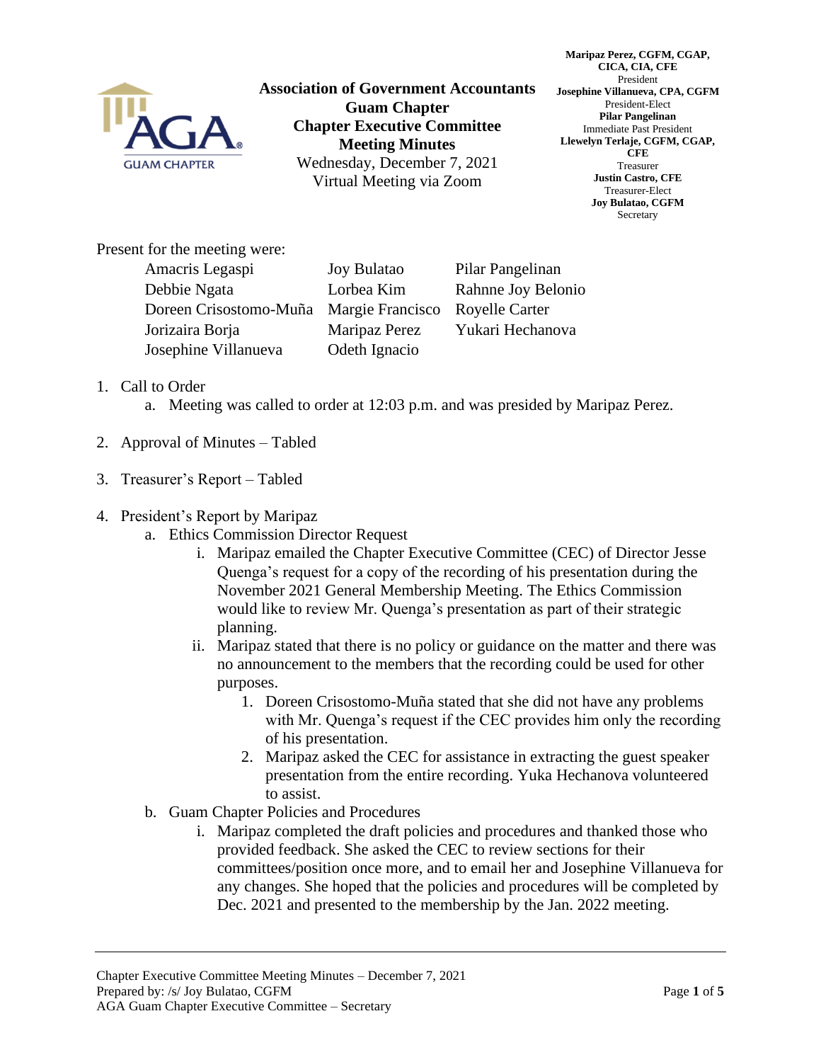**Association of Government Accountants**
**Guam Chapter**
**Chapter Executive Committee**
**Meeting Minutes**
Wednesday, December 7, 2021
Virtual Meeting via Zoom

**Maripaz Perez, CGFM, CGAP, CICA, CIA, CFE**
President
**Josephine Villanueva, CPA, CGFM**
President-Elect
**Pilar Pangelinan**
Immediate Past President
**Llewelyn Terlaje, CGFM, CGAP, CFE**
Treasurer
**Justin Castro, CFE**
Treasurer-Elect
**Joy Bulatao, CGFM**
Secretary

Present for the meeting were:

| | | |
|---|---|---|
| Amacris Legaspi | Joy Bulatao | Pilar Pangelinan |
| Debbie Ngata | Lorbea Kim | Rahnne Joy Belonio |
| Doreen Crisostomo-Muña | Margie Francisco | Royelle Carter |
| Jorizaira Borja | Maripaz Perez | Yukari Hechanova |
| Josephine Villanueva | Odeth Ignacio | |

1. Call to Order
    a. Meeting was called to order at 12:03 p.m. and was presided by Maripaz Perez.

2. Approval of Minutes – Tabled

3. Treasurer's Report – Tabled

4. President's Report by Maripaz
    a. Ethics Commission Director Request
        i. Maripaz emailed the Chapter Executive Committee (CEC) of Director Jesse Quenga's request for a copy of the recording of his presentation during the November 2021 General Membership Meeting. The Ethics Commission would like to review Mr. Quenga's presentation as part of their strategic planning.
        ii. Maripaz stated that there is no policy or guidance on the matter and there was no announcement to the members that the recording could be used for other purposes.
            1. Doreen Crisostomo-Muña stated that she did not have any problems with Mr. Quenga's request if the CEC provides him only the recording of his presentation.
            2. Maripaz asked the CEC for assistance in extracting the guest speaker presentation from the entire recording. Yuka Hechanova volunteered to assist.
    b. Guam Chapter Policies and Procedures
        i. Maripaz completed the draft policies and procedures and thanked those who provided feedback. She asked the CEC to review sections for their committees/position once more, and to email her and Josephine Villanueva for any changes. She hoped that the policies and procedures will be completed by Dec. 2021 and presented to the membership by the Jan. 2022 meeting.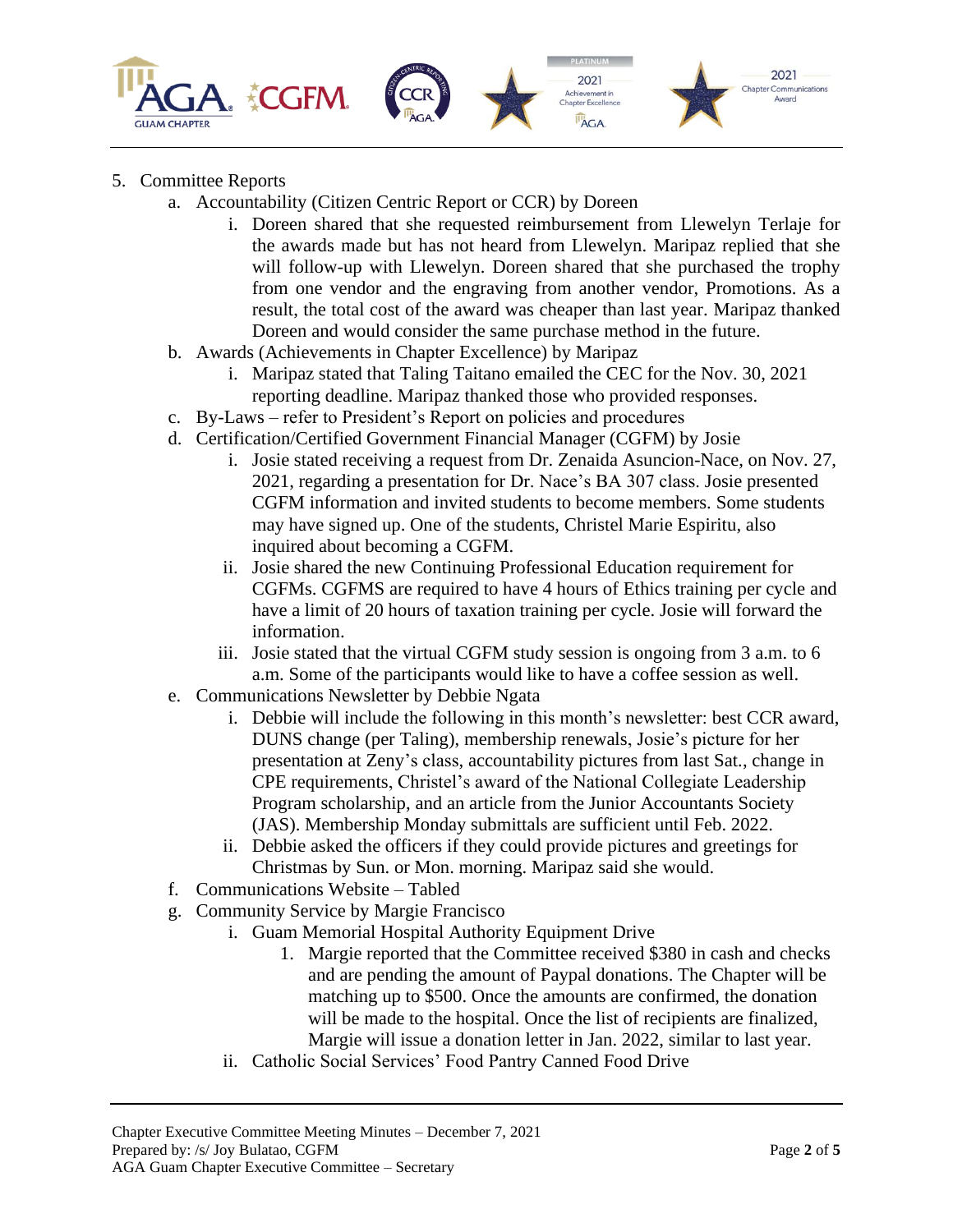5. Committee Reports
   a. Accountability (Citizen Centric Report or CCR) by Doreen
      i. Doreen shared that she requested reimbursement from Llewelyn Terlaje for the awards made but has not heard from Llewelyn. Maripaz replied that she will follow-up with Llewelyn. Doreen shared that she purchased the trophy from one vendor and the engraving from another vendor, Promotions. As a result, the total cost of the award was cheaper than last year. Maripaz thanked Doreen and would consider the same purchase method in the future.
   b. Awards (Achievements in Chapter Excellence) by Maripaz
      i. Maripaz stated that Taling Taitano emailed the CEC for the Nov. 30, 2021 reporting deadline. Maripaz thanked those who provided responses.
   c. By-Laws – refer to President's Report on policies and procedures
   d. Certification/Certified Government Financial Manager (CGFM) by Josie
      i. Josie stated receiving a request from Dr. Zenaida Asuncion-Nace, on Nov. 27, 2021, regarding a presentation for Dr. Nace's BA 307 class. Josie presented CGFM information and invited students to become members. Some students may have signed up. One of the students, Christel Marie Espiritu, also inquired about becoming a CGFM.
      ii. Josie shared the new Continuing Professional Education requirement for CGFMs. CGFMS are required to have 4 hours of Ethics training per cycle and have a limit of 20 hours of taxation training per cycle. Josie will forward the information.
      iii. Josie stated that the virtual CGFM study session is ongoing from 3 a.m. to 6 a.m. Some of the participants would like to have a coffee session as well.
   e. Communications Newsletter by Debbie Ngata
      i. Debbie will include the following in this month's newsletter: best CCR award, DUNS change (per Taling), membership renewals, Josie's picture for her presentation at Zeny's class, accountability pictures from last Sat., change in CPE requirements, Christel's award of the National Collegiate Leadership Program scholarship, and an article from the Junior Accountants Society (JAS). Membership Monday submittals are sufficient until Feb. 2022.
      ii. Debbie asked the officers if they could provide pictures and greetings for Christmas by Sun. or Mon. morning. Maripaz said she would.
   f. Communications Website – Tabled
   g. Community Service by Margie Francisco
      i. Guam Memorial Hospital Authority Equipment Drive
         1. Margie reported that the Committee received $380 in cash and checks and are pending the amount of Paypal donations. The Chapter will be matching up to $500. Once the amounts are confirmed, the donation will be made to the hospital. Once the list of recipients are finalized, Margie will issue a donation letter in Jan. 2022, similar to last year.
      ii. Catholic Social Services' Food Pantry Canned Food Drive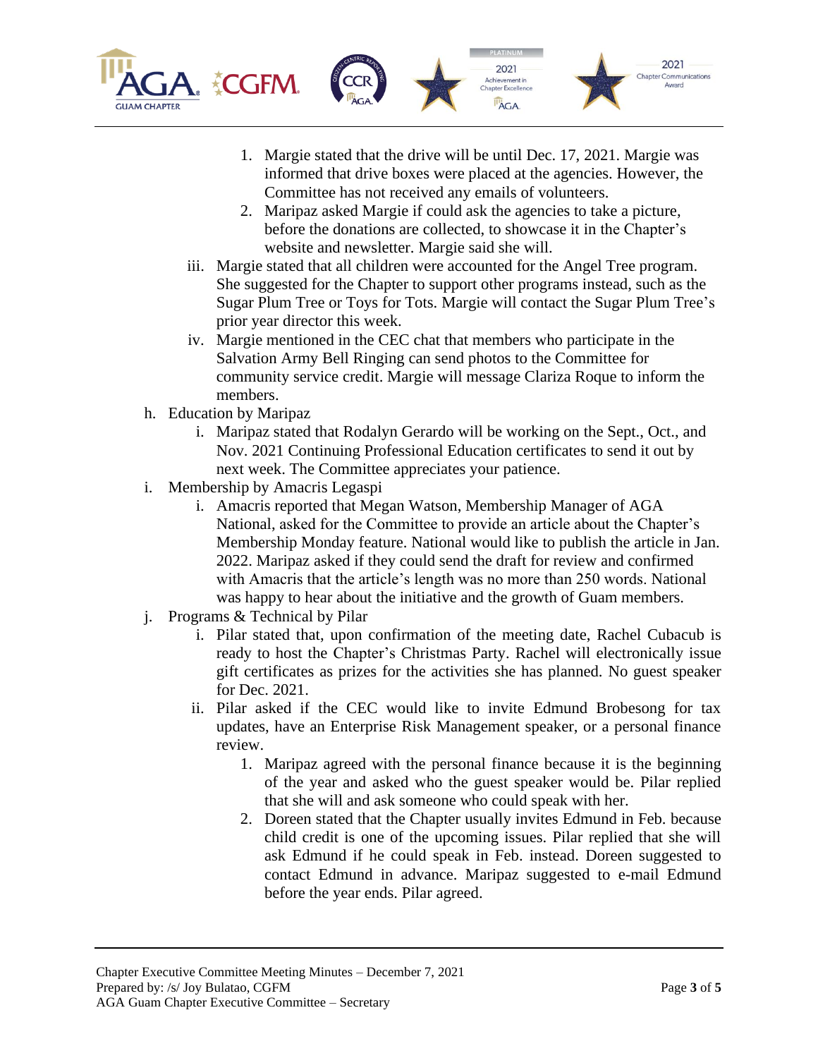1. Margie stated that the drive will be until Dec. 17, 2021. Margie was informed that drive boxes were placed at the agencies. However, the Committee has not received any emails of volunteers.
2. Maripaz asked Margie if could ask the agencies to take a picture, before the donations are collected, to showcase it in the Chapter's website and newsletter. Margie said she will.

iii. Margie stated that all children were accounted for the Angel Tree program. She suggested for the Chapter to support other programs instead, such as the Sugar Plum Tree or Toys for Tots. Margie will contact the Sugar Plum Tree's prior year director this week.

iv. Margie mentioned in the CEC chat that members who participate in the Salvation Army Bell Ringing can send photos to the Committee for community service credit. Margie will message Clariza Roque to inform the members.

h. Education by Maripaz

i. Maripaz stated that Rodalyn Gerardo will be working on the Sept., Oct., and Nov. 2021 Continuing Professional Education certificates to send it out by next week. The Committee appreciates your patience.

i. Membership by Amacris Legaspi

i. Amacris reported that Megan Watson, Membership Manager of AGA National, asked for the Committee to provide an article about the Chapter's Membership Monday feature. National would like to publish the article in Jan. 2022. Maripaz asked if they could send the draft for review and confirmed with Amacris that the article's length was no more than 250 words. National was happy to hear about the initiative and the growth of Guam members.

j. Programs & Technical by Pilar

i. Pilar stated that, upon confirmation of the meeting date, Rachel Cubacub is ready to host the Chapter's Christmas Party. Rachel will electronically issue gift certificates as prizes for the activities she has planned. No guest speaker for Dec. 2021.

ii. Pilar asked if the CEC would like to invite Edmund Brobesong for tax updates, have an Enterprise Risk Management speaker, or a personal finance review.

1. Maripaz agreed with the personal finance because it is the beginning of the year and asked who the guest speaker would be. Pilar replied that she will and ask someone who could speak with her.
2. Doreen stated that the Chapter usually invites Edmund in Feb. because child credit is one of the upcoming issues. Pilar replied that she will ask Edmund if he could speak in Feb. instead. Doreen suggested to contact Edmund in advance. Maripaz suggested to e-mail Edmund before the year ends. Pilar agreed.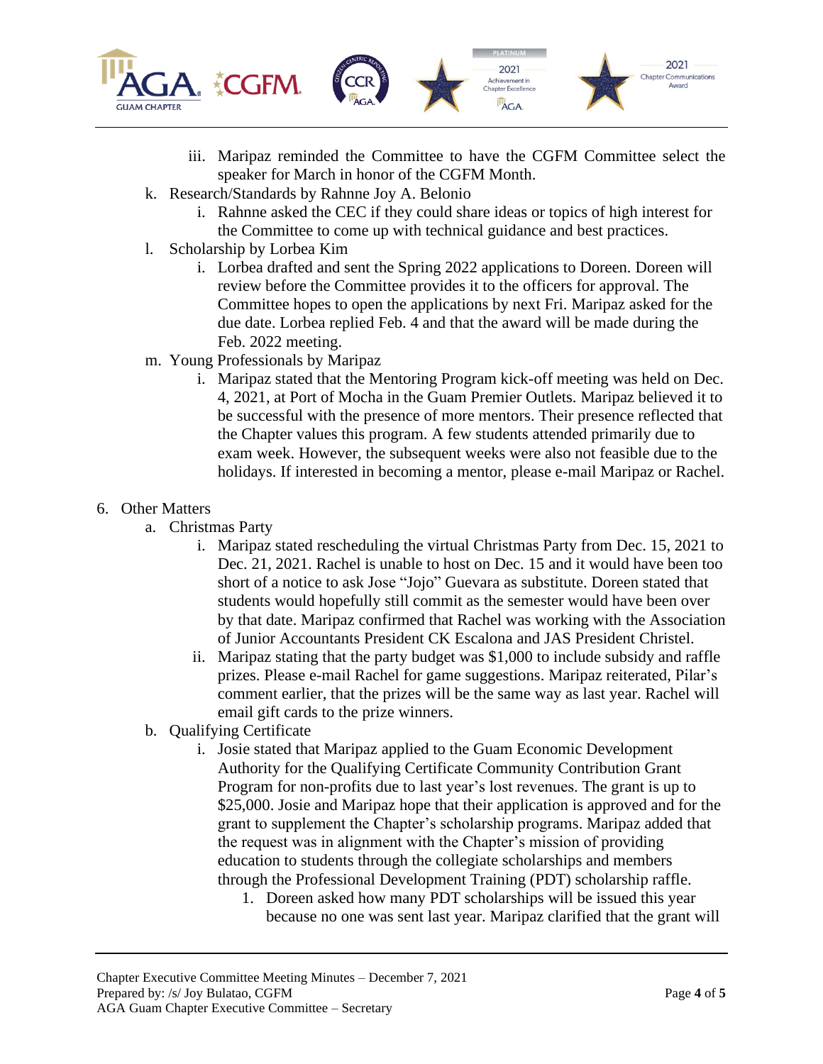iii. Maripaz reminded the Committee to have the CGFM Committee select the speaker for March in honor of the CGFM Month.

k. Research/Standards by Rahnne Joy A. Belonio
   i. Rahnne asked the CEC if they could share ideas or topics of high interest for the Committee to come up with technical guidance and best practices.

l. Scholarship by Lorbea Kim
   i. Lorbea drafted and sent the Spring 2022 applications to Doreen. Doreen will review before the Committee provides it to the officers for approval. The Committee hopes to open the applications by next Fri. Maripaz asked for the due date. Lorbea replied Feb. 4 and that the award will be made during the Feb. 2022 meeting.

m. Young Professionals by Maripaz
   i. Maripaz stated that the Mentoring Program kick-off meeting was held on Dec. 4, 2021, at Port of Mocha in the Guam Premier Outlets. Maripaz believed it to be successful with the presence of more mentors. Their presence reflected that the Chapter values this program. A few students attended primarily due to exam week. However, the subsequent weeks were also not feasible due to the holidays. If interested in becoming a mentor, please e-mail Maripaz or Rachel.

6. Other Matters

a. Christmas Party
   i. Maripaz stated rescheduling the virtual Christmas Party from Dec. 15, 2021 to Dec. 21, 2021. Rachel is unable to host on Dec. 15 and it would have been too short of a notice to ask Jose "Jojo" Guevara as substitute. Doreen stated that students would hopefully still commit as the semester would have been over by that date. Maripaz confirmed that Rachel was working with the Association of Junior Accountants President CK Escalona and JAS President Christel.
   ii. Maripaz stating that the party budget was $1,000 to include subsidy and raffle prizes. Please e-mail Rachel for game suggestions. Maripaz reiterated, Pilar's comment earlier, that the prizes will be the same way as last year. Rachel will email gift cards to the prize winners.

b. Qualifying Certificate
   i. Josie stated that Maripaz applied to the Guam Economic Development Authority for the Qualifying Certificate Community Contribution Grant Program for non-profits due to last year's lost revenues. The grant is up to $25,000. Josie and Maripaz hope that their application is approved and for the grant to supplement the Chapter's scholarship programs. Maripaz added that the request was in alignment with the Chapter's mission of providing education to students through the collegiate scholarships and members through the Professional Development Training (PDT) scholarship raffle.
      1. Doreen asked how many PDT scholarships will be issued this year because no one was sent last year. Maripaz clarified that the grant will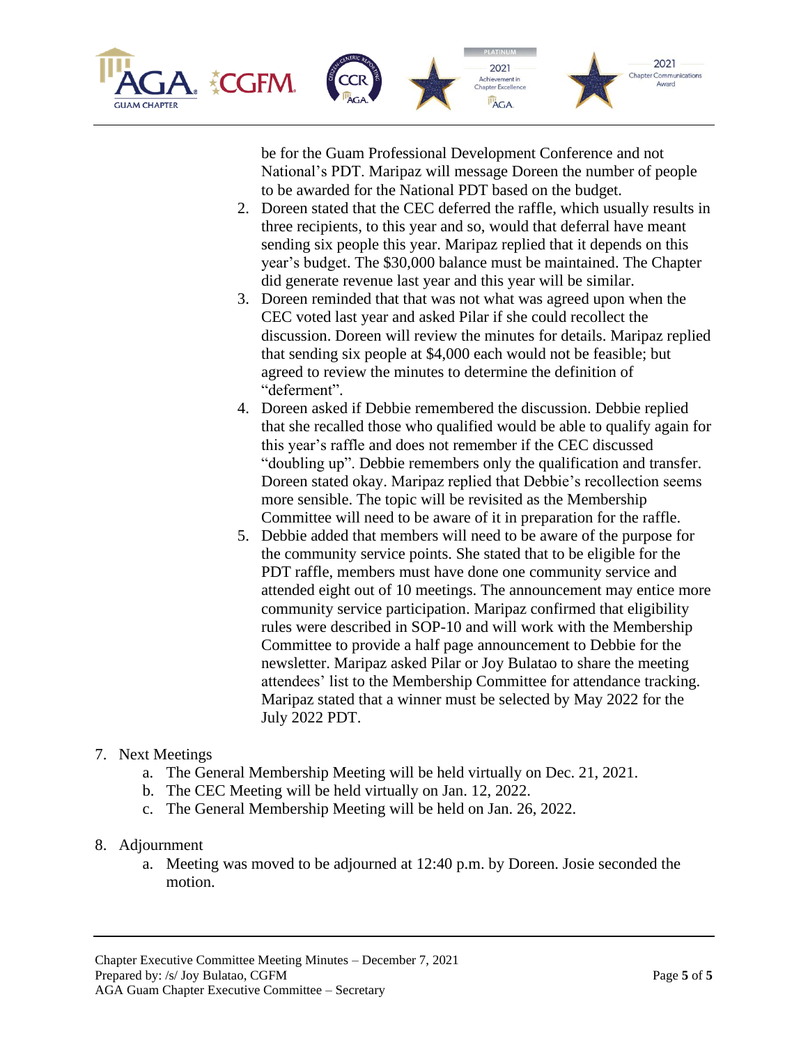be for the Guam Professional Development Conference and not National's PDT. Maripaz will message Doreen the number of people to be awarded for the National PDT based on the budget.

2. Doreen stated that the CEC deferred the raffle, which usually results in three recipients, to this year and so, would that deferral have meant sending six people this year. Maripaz replied that it depends on this year's budget. The $30,000 balance must be maintained. The Chapter did generate revenue last year and this year will be similar.
3. Doreen reminded that that was not what was agreed upon when the CEC voted last year and asked Pilar if she could recollect the discussion. Doreen will review the minutes for details. Maripaz replied that sending six people at $4,000 each would not be feasible; but agreed to review the minutes to determine the definition of "deferment".
4. Doreen asked if Debbie remembered the discussion. Debbie replied that she recalled those who qualified would be able to qualify again for this year's raffle and does not remember if the CEC discussed "doubling up". Debbie remembers only the qualification and transfer. Doreen stated okay. Maripaz replied that Debbie's recollection seems more sensible. The topic will be revisited as the Membership Committee will need to be aware of it in preparation for the raffle.
5. Debbie added that members will need to be aware of the purpose for the community service points. She stated that to be eligible for the PDT raffle, members must have done one community service and attended eight out of 10 meetings. The announcement may entice more community service participation. Maripaz confirmed that eligibility rules were described in SOP-10 and will work with the Membership Committee to provide a half page announcement to Debbie for the newsletter. Maripaz asked Pilar or Joy Bulatao to share the meeting attendees' list to the Membership Committee for attendance tracking. Maripaz stated that a winner must be selected by May 2022 for the July 2022 PDT.

7. Next Meetings
   a. The General Membership Meeting will be held virtually on Dec. 21, 2021.
   b. The CEC Meeting will be held virtually on Jan. 12, 2022.
   c. The General Membership Meeting will be held on Jan. 26, 2022.

8. Adjournment
   a. Meeting was moved to be adjourned at 12:40 p.m. by Doreen. Josie seconded the motion.